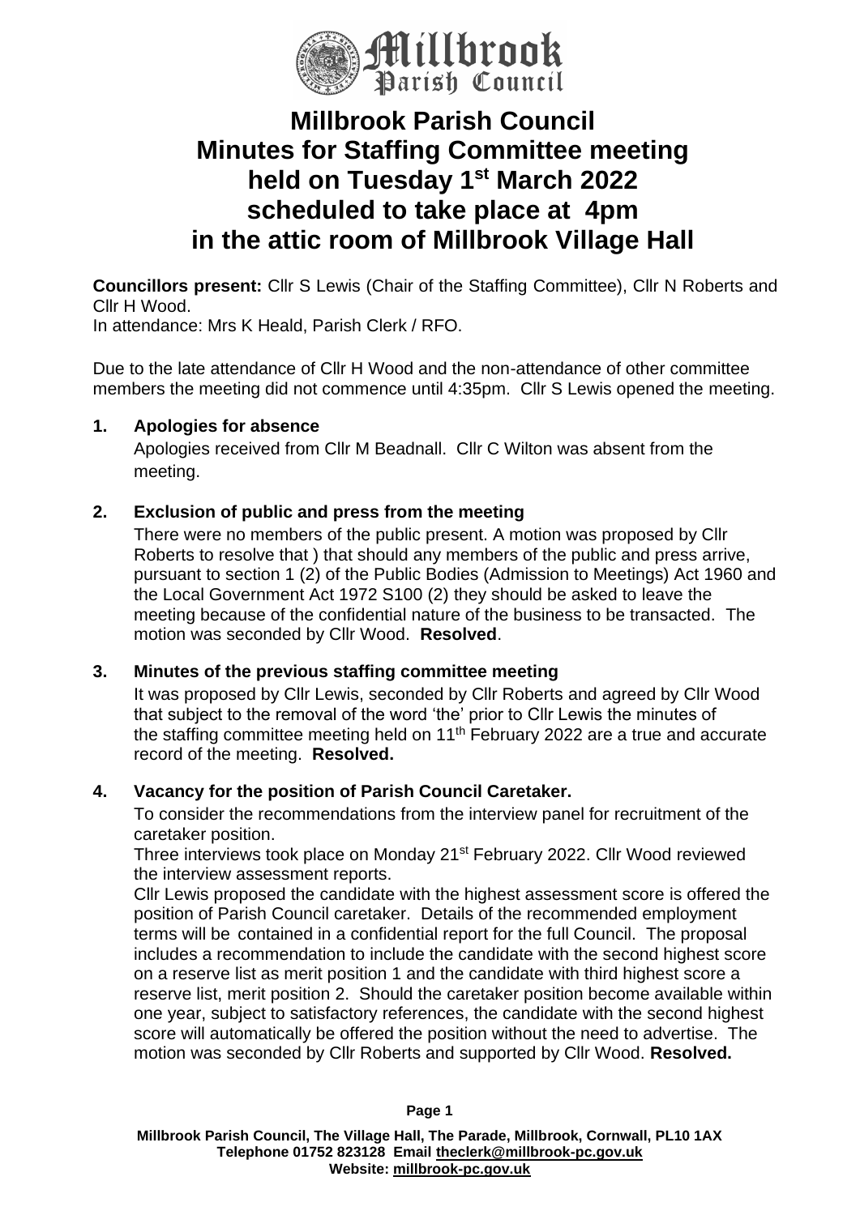# Millbrook Parish Council
# Minutes for Staffing Committee meeting held on Tuesday 1st March 2022 scheduled to take place at 4pm in the attic room of Millbrook Village Hall

**Councillors present:** Cllr S Lewis (Chair of the Staffing Committee), Cllr N Roberts and Cllr H Wood.
In attendance: Mrs K Heald, Parish Clerk / RFO.

Due to the late attendance of Cllr H Wood and the non-attendance of other committee members the meeting did not commence until 4:35pm. Cllr S Lewis opened the meeting.

**1. Apologies for absence**

Apologies received from Cllr M Beadnall. Cllr C Wilton was absent from the meeting.

**2. Exclusion of public and press from the meeting**

There were no members of the public present. A motion was proposed by Cllr Roberts to resolve that ) that should any members of the public and press arrive, pursuant to section 1 (2) of the Public Bodies (Admission to Meetings) Act 1960 and the Local Government Act 1972 S100 (2) they should be asked to leave the meeting because of the confidential nature of the business to be transacted. The motion was seconded by Cllr Wood. **Resolved**.

**3. Minutes of the previous staffing committee meeting**

It was proposed by Cllr Lewis, seconded by Cllr Roberts and agreed by Cllr Wood that subject to the removal of the word 'the' prior to Cllr Lewis the minutes of the staffing committee meeting held on 11th February 2022 are a true and accurate record of the meeting. **Resolved.**

**4. Vacancy for the position of Parish Council Caretaker.**

To consider the recommendations from the interview panel for recruitment of the caretaker position.

Three interviews took place on Monday 21st February 2022. Cllr Wood reviewed the interview assessment reports.

Cllr Lewis proposed the candidate with the highest assessment score is offered the position of Parish Council caretaker. Details of the recommended employment terms will be contained in a confidential report for the full Council. The proposal includes a recommendation to include the candidate with the second highest score on a reserve list as merit position 1 and the candidate with third highest score a reserve list, merit position 2. Should the caretaker position become available within one year, subject to satisfactory references, the candidate with the second highest score will automatically be offered the position without the need to advertise. The motion was seconded by Cllr Roberts and supported by Cllr Wood. **Resolved.**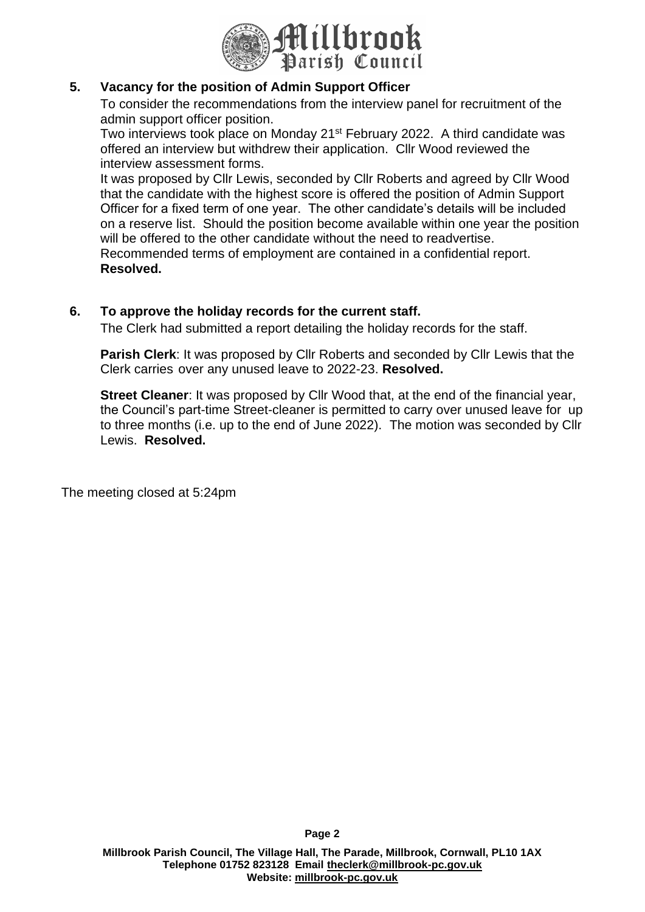## 5. Vacancy for the position of Admin Support Officer

To consider the recommendations from the interview panel for recruitment of the admin support officer position.

Two interviews took place on Monday 21st February 2022. A third candidate was offered an interview but withdrew their application. Cllr Wood reviewed the interview assessment forms.

It was proposed by Cllr Lewis, seconded by Cllr Roberts and agreed by Cllr Wood that the candidate with the highest score is offered the position of Admin Support Officer for a fixed term of one year. The other candidate's details will be included on a reserve list. Should the position become available within one year the position will be offered to the other candidate without the need to readvertise.

Recommended terms of employment are contained in a confidential report.

**Resolved.**

## 6. To approve the holiday records for the current staff.

The Clerk had submitted a report detailing the holiday records for the staff.

**Parish Clerk**: It was proposed by Cllr Roberts and seconded by Cllr Lewis that the Clerk carries over any unused leave to 2022-23. **Resolved.**

**Street Cleaner**: It was proposed by Cllr Wood that, at the end of the financial year, the Council's part-time Street-cleaner is permitted to carry over unused leave for up to three months (i.e. up to the end of June 2022). The motion was seconded by Cllr Lewis. **Resolved.**

The meeting closed at 5:24pm